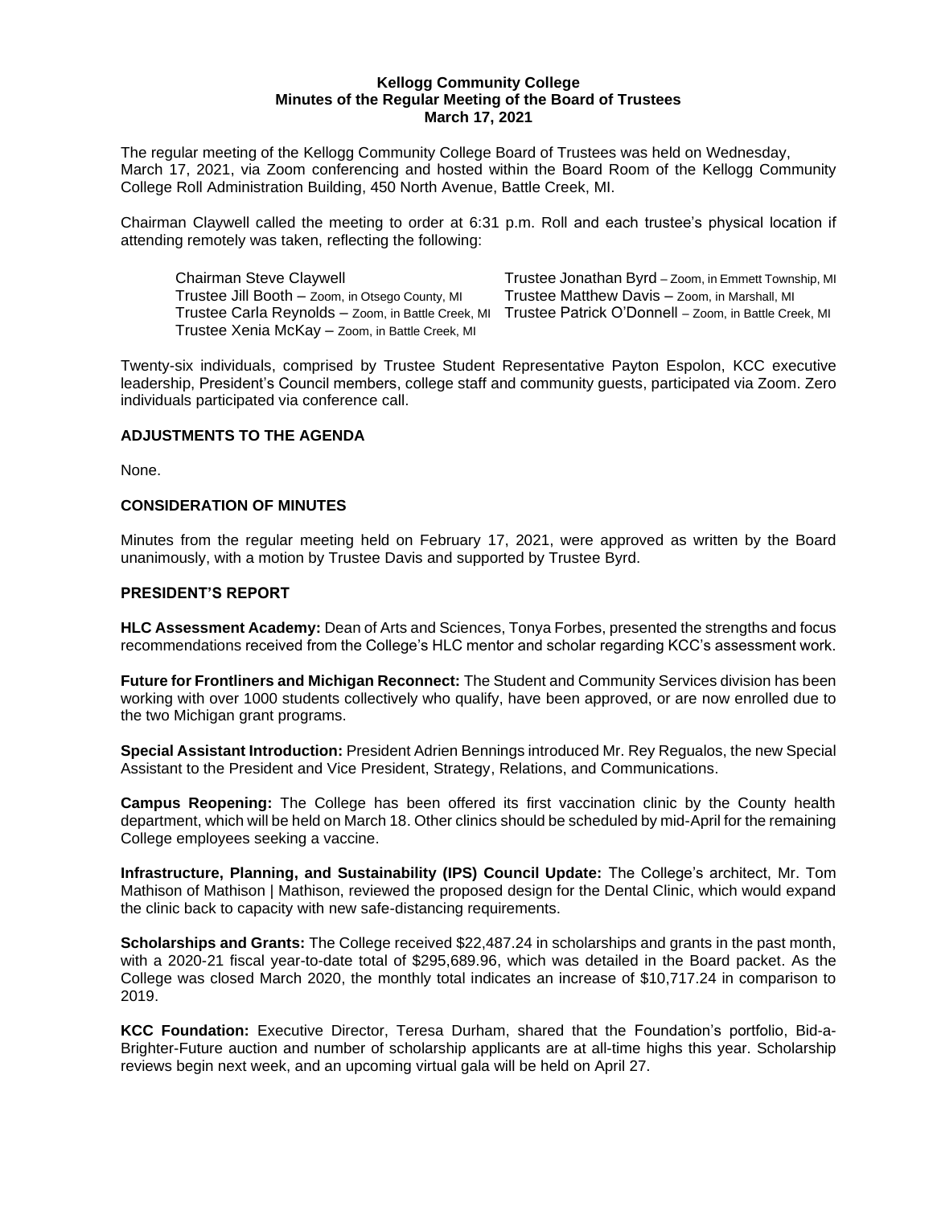**Kellogg Community College**
**Minutes of the Regular Meeting of the Board of Trustees**
**March 17, 2021**

The regular meeting of the Kellogg Community College Board of Trustees was held on Wednesday, March 17, 2021, via Zoom conferencing and hosted within the Board Room of the Kellogg Community College Roll Administration Building, 450 North Avenue, Battle Creek, MI.

Chairman Claywell called the meeting to order at 6:31 p.m. Roll and each trustee's physical location if attending remotely was taken, reflecting the following:

Chairman Steve Claywell
Trustee Jill Booth – Zoom, in Otsego County, MI
Trustee Carla Reynolds – Zoom, in Battle Creek, MI
Trustee Xenia McKay – Zoom, in Battle Creek, MI
Trustee Jonathan Byrd – Zoom, in Emmett Township, MI
Trustee Matthew Davis – Zoom, in Marshall, MI
Trustee Patrick O'Donnell – Zoom, in Battle Creek, MI

Twenty-six individuals, comprised by Trustee Student Representative Payton Espolon, KCC executive leadership, President's Council members, college staff and community guests, participated via Zoom. Zero individuals participated via conference call.

## ADJUSTMENTS TO THE AGENDA

None.

## CONSIDERATION OF MINUTES

Minutes from the regular meeting held on February 17, 2021, were approved as written by the Board unanimously, with a motion by Trustee Davis and supported by Trustee Byrd.

## PRESIDENT'S REPORT

**HLC Assessment Academy:** Dean of Arts and Sciences, Tonya Forbes, presented the strengths and focus recommendations received from the College's HLC mentor and scholar regarding KCC's assessment work.

**Future for Frontliners and Michigan Reconnect:** The Student and Community Services division has been working with over 1000 students collectively who qualify, have been approved, or are now enrolled due to the two Michigan grant programs.

**Special Assistant Introduction:** President Adrien Bennings introduced Mr. Rey Regualos, the new Special Assistant to the President and Vice President, Strategy, Relations, and Communications.

**Campus Reopening:** The College has been offered its first vaccination clinic by the County health department, which will be held on March 18. Other clinics should be scheduled by mid-April for the remaining College employees seeking a vaccine.

**Infrastructure, Planning, and Sustainability (IPS) Council Update:** The College's architect, Mr. Tom Mathison of Mathison | Mathison, reviewed the proposed design for the Dental Clinic, which would expand the clinic back to capacity with new safe-distancing requirements.

**Scholarships and Grants:** The College received $22,487.24 in scholarships and grants in the past month, with a 2020-21 fiscal year-to-date total of $295,689.96, which was detailed in the Board packet. As the College was closed March 2020, the monthly total indicates an increase of $10,717.24 in comparison to 2019.

**KCC Foundation:** Executive Director, Teresa Durham, shared that the Foundation's portfolio, Bid-a-Brighter-Future auction and number of scholarship applicants are at all-time highs this year. Scholarship reviews begin next week, and an upcoming virtual gala will be held on April 27.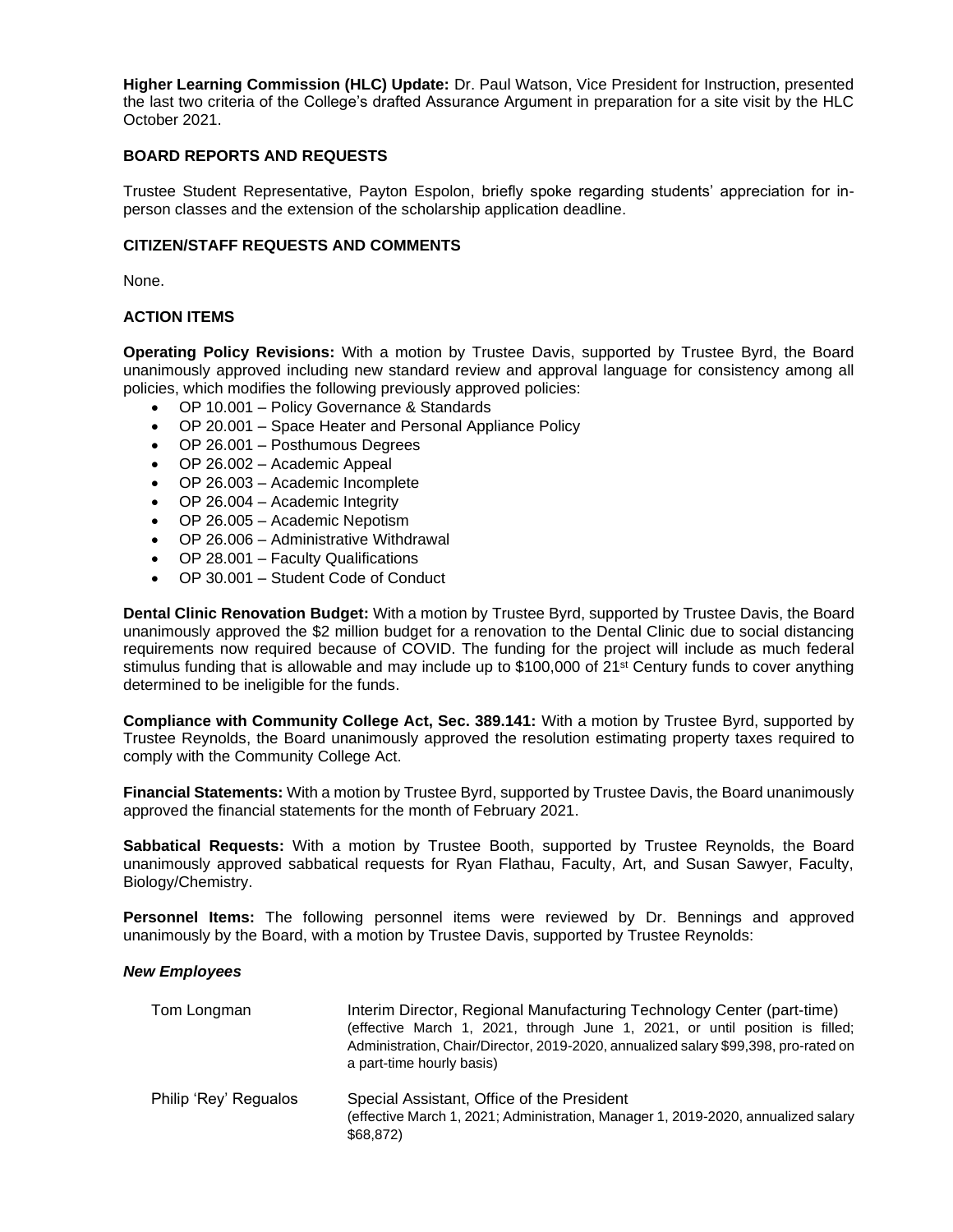**Higher Learning Commission (HLC) Update:** Dr. Paul Watson, Vice President for Instruction, presented the last two criteria of the College's drafted Assurance Argument in preparation for a site visit by the HLC October 2021.

**BOARD REPORTS AND REQUESTS**

Trustee Student Representative, Payton Espolon, briefly spoke regarding students' appreciation for in-person classes and the extension of the scholarship application deadline.

**CITIZEN/STAFF REQUESTS AND COMMENTS**

None.

**ACTION ITEMS**

**Operating Policy Revisions:** With a motion by Trustee Davis, supported by Trustee Byrd, the Board unanimously approved including new standard review and approval language for consistency among all policies, which modifies the following previously approved policies:

- OP 10.001 – Policy Governance & Standards
- OP 20.001 – Space Heater and Personal Appliance Policy
- OP 26.001 – Posthumous Degrees
- OP 26.002 – Academic Appeal
- OP 26.003 – Academic Incomplete
- OP 26.004 – Academic Integrity
- OP 26.005 – Academic Nepotism
- OP 26.006 – Administrative Withdrawal
- OP 28.001 – Faculty Qualifications
- OP 30.001 – Student Code of Conduct

**Dental Clinic Renovation Budget:** With a motion by Trustee Byrd, supported by Trustee Davis, the Board unanimously approved the $2 million budget for a renovation to the Dental Clinic due to social distancing requirements now required because of COVID. The funding for the project will include as much federal stimulus funding that is allowable and may include up to $100,000 of 21st Century funds to cover anything determined to be ineligible for the funds.

**Compliance with Community College Act, Sec. 389.141:** With a motion by Trustee Byrd, supported by Trustee Reynolds, the Board unanimously approved the resolution estimating property taxes required to comply with the Community College Act.

**Financial Statements:** With a motion by Trustee Byrd, supported by Trustee Davis, the Board unanimously approved the financial statements for the month of February 2021.

**Sabbatical Requests:** With a motion by Trustee Booth, supported by Trustee Reynolds, the Board unanimously approved sabbatical requests for Ryan Flathau, Faculty, Art, and Susan Sawyer, Faculty, Biology/Chemistry.

**Personnel Items:** The following personnel items were reviewed by Dr. Bennings and approved unanimously by the Board, with a motion by Trustee Davis, supported by Trustee Reynolds:

***New Employees***

| | |
|---|---|
| Tom Longman | Interim Director, Regional Manufacturing Technology Center (part-time) (effective March 1, 2021, through June 1, 2021, or until position is filled; Administration, Chair/Director, 2019-2020, annualized salary $99,398, pro-rated on a part-time hourly basis) |
| Philip 'Rey' Regualos | Special Assistant, Office of the President (effective March 1, 2021; Administration, Manager 1, 2019-2020, annualized salary $68,872) |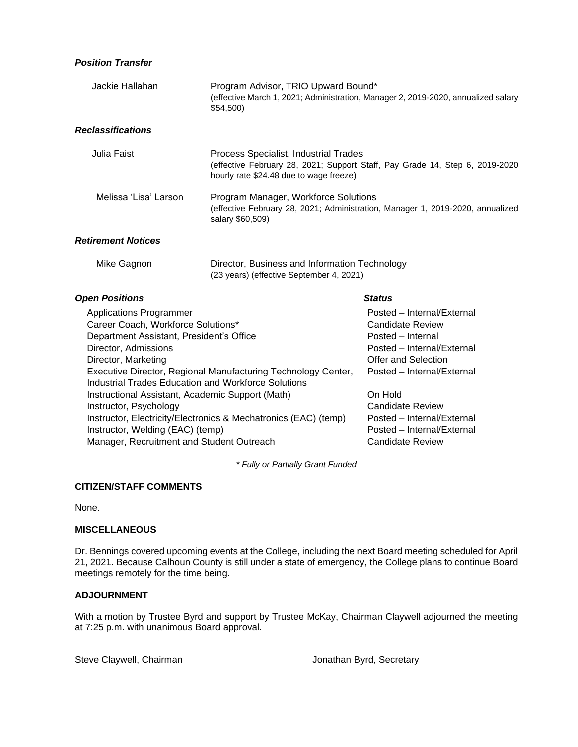***Position Transfer***

| | |
|---|---|
| Jackie Hallahan | Program Advisor, TRIO Upward Bound* (effective March 1, 2021; Administration, Manager 2, 2019-2020, annualized salary $54,500) |

***Reclassifications***

| | |
|---|---|
| Julia Faist | Process Specialist, Industrial Trades (effective February 28, 2021; Support Staff, Pay Grade 14, Step 6, 2019-2020 hourly rate $24.48 due to wage freeze) |
| Melissa 'Lisa' Larson | Program Manager, Workforce Solutions (effective February 28, 2021; Administration, Manager 1, 2019-2020, annualized salary $60,509) |

***Retirement Notices***

| | |
|---|---|
| Mike Gagnon | Director, Business and Information Technology (23 years) (effective September 4, 2021) |

| ***Open Positions*** | ***Status*** |
|---|---|
| Applications Programmer | Posted – Internal/External |
| Career Coach, Workforce Solutions* | Candidate Review |
| Department Assistant, President's Office | Posted – Internal |
| Director, Admissions | Posted – Internal/External |
| Director, Marketing | Offer and Selection |
| Executive Director, Regional Manufacturing Technology Center, Industrial Trades Education and Workforce Solutions | Posted – Internal/External |
| Instructional Assistant, Academic Support (Math) | On Hold |
| Instructor, Psychology | Candidate Review |
| Instructor, Electricity/Electronics & Mechatronics (EAC) (temp) | Posted – Internal/External |
| Instructor, Welding (EAC) (temp) | Posted – Internal/External |
| Manager, Recruitment and Student Outreach | Candidate Review |

*\* Fully or Partially Grant Funded*

**CITIZEN/STAFF COMMENTS**

None.

**MISCELLANEOUS**

Dr. Bennings covered upcoming events at the College, including the next Board meeting scheduled for April 21, 2021. Because Calhoun County is still under a state of emergency, the College plans to continue Board meetings remotely for the time being.

**ADJOURNMENT**

With a motion by Trustee Byrd and support by Trustee McKay, Chairman Claywell adjourned the meeting at 7:25 p.m. with unanimous Board approval.

Steve Claywell, Chairman

Jonathan Byrd, Secretary